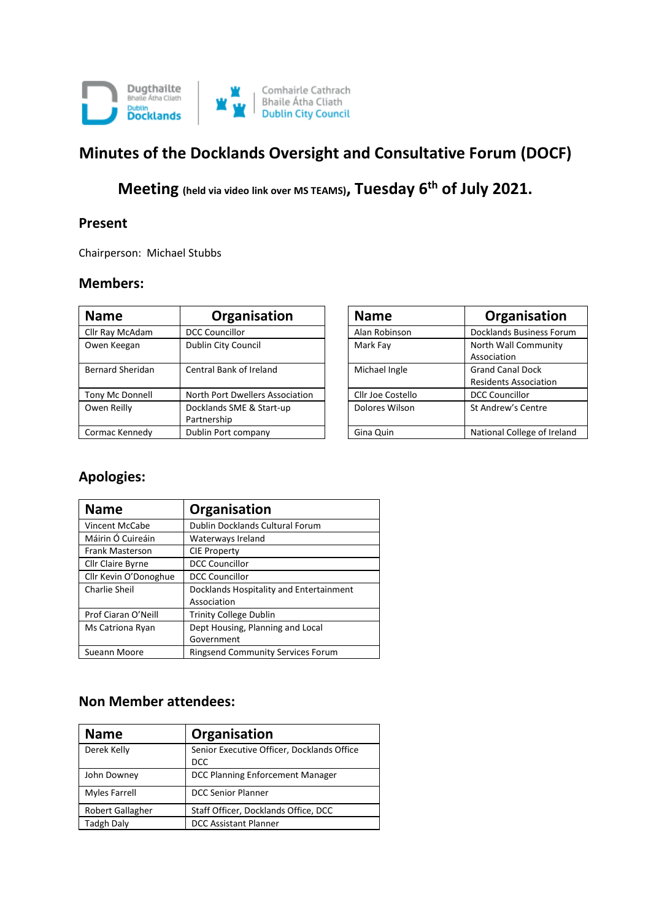Dugthailte Bhaile Átha Cliath Dublin Docklands | Comhairle Cathrach Bhaile Átha Cliath Dublin City Council

# Minutes of the Docklands Oversight and Consultative Forum (DOCF)

## Meeting (held via video link over MS TEAMS), Tuesday 6th of July 2021.

### Present

Chairperson: Michael Stubbs

### Members:

| Name | Organisation |
|---|---|
| Cllr Ray McAdam | DCC Councillor |
| Owen Keegan | Dublin City Council |
| Bernard Sheridan | Central Bank of Ireland |
| Tony Mc Donnell | North Port Dwellers Association |
| Owen Reilly | Docklands SME & Start-up Partnership |
| Cormac Kennedy | Dublin Port company |

| Name | Organisation |
|---|---|
| Alan Robinson | Docklands Business Forum |
| Mark Fay | North Wall Community Association |
| Michael Ingle | Grand Canal Dock Residents Association |
| Cllr Joe Costello | DCC Councillor |
| Dolores Wilson | St Andrew's Centre |
| Gina Quin | National College of Ireland |

### Apologies:

| Name | Organisation |
|---|---|
| Vincent McCabe | Dublin Docklands Cultural Forum |
| Máirin Ó Cuireáin | Waterways Ireland |
| Frank Masterson | CIE Property |
| Cllr Claire Byrne | DCC Councillor |
| Cllr Kevin O'Donoghue | DCC Councillor |
| Charlie Sheil | Docklands Hospitality and Entertainment Association |
| Prof Ciaran O'Neill | Trinity College Dublin |
| Ms Catriona Ryan | Dept Housing, Planning and Local Government |
| Sueann Moore | Ringsend Community Services Forum |

### Non Member attendees:

| Name | Organisation |
|---|---|
| Derek Kelly | Senior Executive Officer, Docklands Office DCC |
| John Downey | DCC Planning Enforcement Manager |
| Myles Farrell | DCC Senior Planner |
| Robert Gallagher | Staff Officer, Docklands Office, DCC |
| Tadgh Daly | DCC Assistant Planner |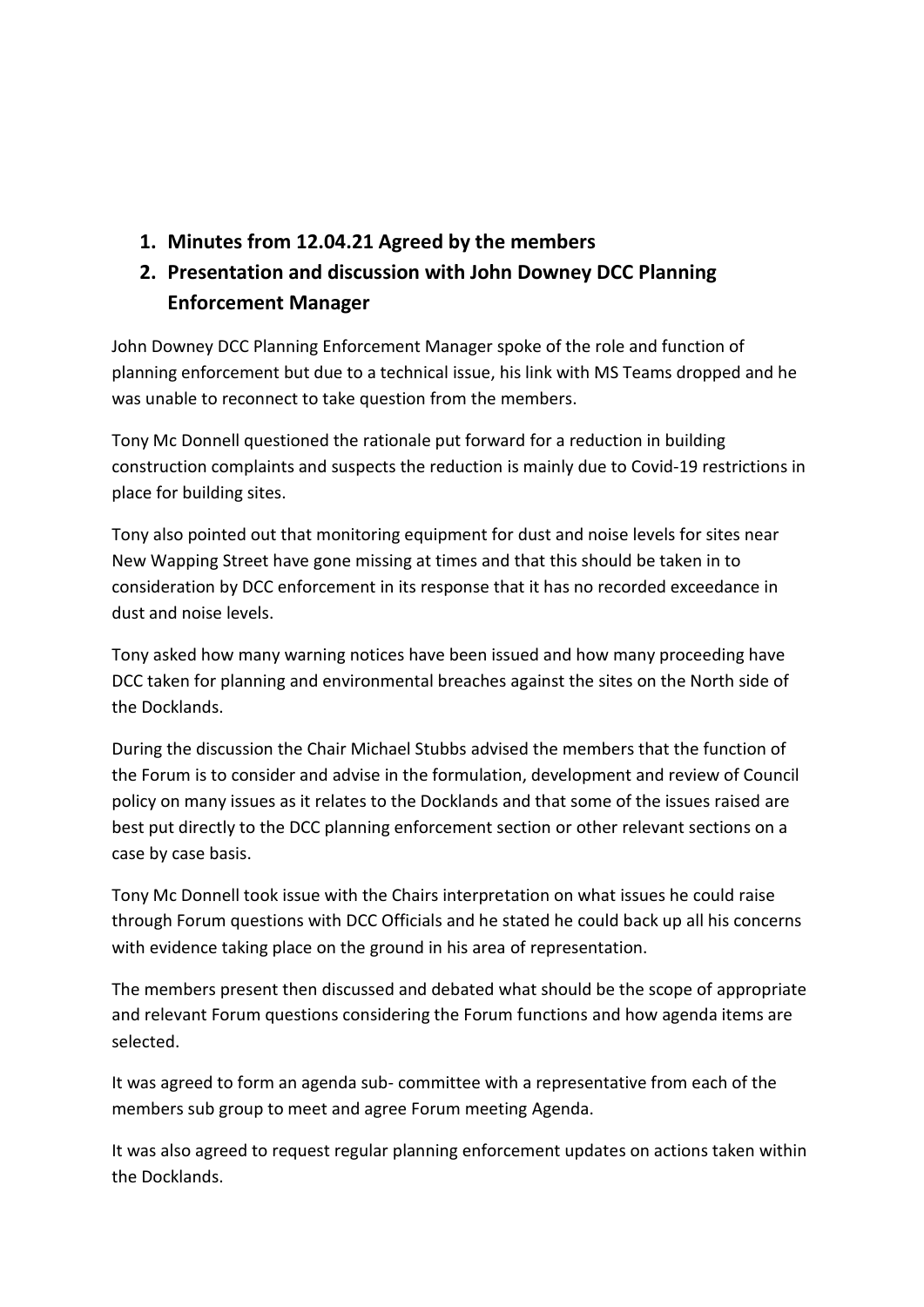1. **Minutes from 12.04.21 Agreed by the members**
2. **Presentation and discussion with John Downey DCC Planning Enforcement Manager**

John Downey DCC Planning Enforcement Manager spoke of the role and function of planning enforcement but due to a technical issue, his link with MS Teams dropped and he was unable to reconnect to take question from the members.

Tony Mc Donnell questioned the rationale put forward for a reduction in building construction complaints and suspects the reduction is mainly due to Covid-19 restrictions in place for building sites.

Tony also pointed out that monitoring equipment for dust and noise levels for sites near New Wapping Street have gone missing at times and that this should be taken in to consideration by DCC enforcement in its response that it has no recorded exceedance in dust and noise levels.

Tony asked how many warning notices have been issued and how many proceeding have DCC taken for planning and environmental breaches against the sites on the North side of the Docklands.

During the discussion the Chair Michael Stubbs advised the members that the function of the Forum is to consider and advise in the formulation, development and review of Council policy on many issues as it relates to the Docklands and that some of the issues raised are best put directly to the DCC planning enforcement section or other relevant sections on a case by case basis.

Tony Mc Donnell took issue with the Chairs interpretation on what issues he could raise through Forum questions with DCC Officials and he stated he could back up all his concerns with evidence taking place on the ground in his area of representation.

The members present then discussed and debated what should be the scope of appropriate and relevant Forum questions considering the Forum functions and how agenda items are selected.

It was agreed to form an agenda sub- committee with a representative from each of the members sub group to meet and agree Forum meeting Agenda.

It was also agreed to request regular planning enforcement updates on actions taken within the Docklands.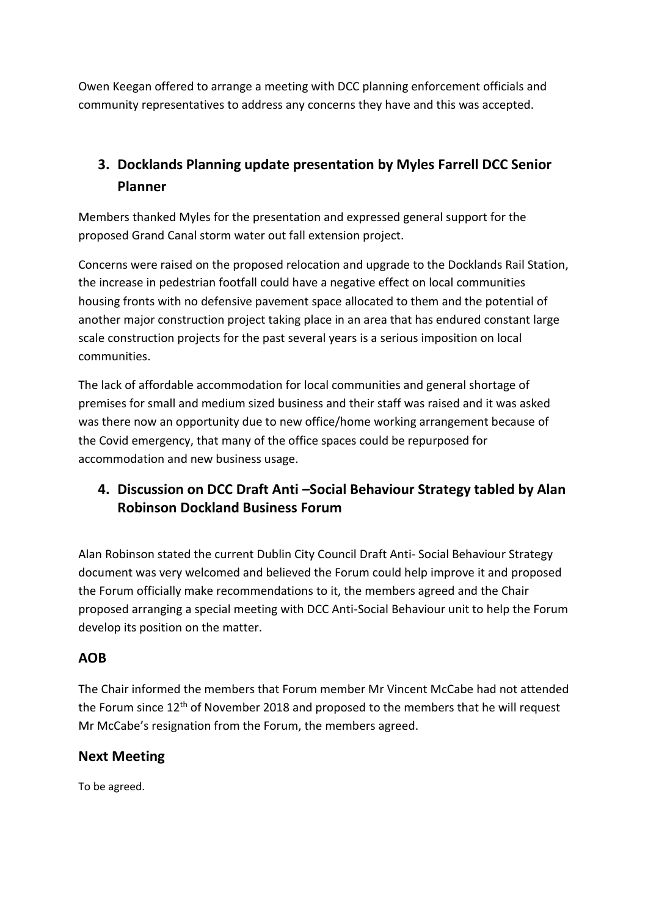Owen Keegan offered to arrange a meeting with DCC planning enforcement officials and community representatives to address any concerns they have and this was accepted.

## 3. Docklands Planning update presentation by Myles Farrell DCC Senior Planner

Members thanked Myles for the presentation and expressed general support for the proposed Grand Canal storm water out fall extension project.

Concerns were raised on the proposed relocation and upgrade to the Docklands Rail Station, the increase in pedestrian footfall could have a negative effect on local communities housing fronts with no defensive pavement space allocated to them and the potential of another major construction project taking place in an area that has endured constant large scale construction projects for the past several years is a serious imposition on local communities.

The lack of affordable accommodation for local communities and general shortage of premises for small and medium sized business and their staff was raised and it was asked was there now an opportunity due to new office/home working arrangement because of the Covid emergency, that many of the office spaces could be repurposed for accommodation and new business usage.

## 4. Discussion on DCC Draft Anti –Social Behaviour Strategy tabled by Alan Robinson Dockland Business Forum

Alan Robinson stated the current Dublin City Council Draft Anti- Social Behaviour Strategy document was very welcomed and believed the Forum could help improve it and proposed the Forum officially make recommendations to it, the members agreed and the Chair proposed arranging a special meeting with DCC Anti-Social Behaviour unit to help the Forum develop its position on the matter.

## AOB

The Chair informed the members that Forum member Mr Vincent McCabe had not attended the Forum since 12th of November 2018 and proposed to the members that he will request Mr McCabe's resignation from the Forum, the members agreed.

## Next Meeting

To be agreed.